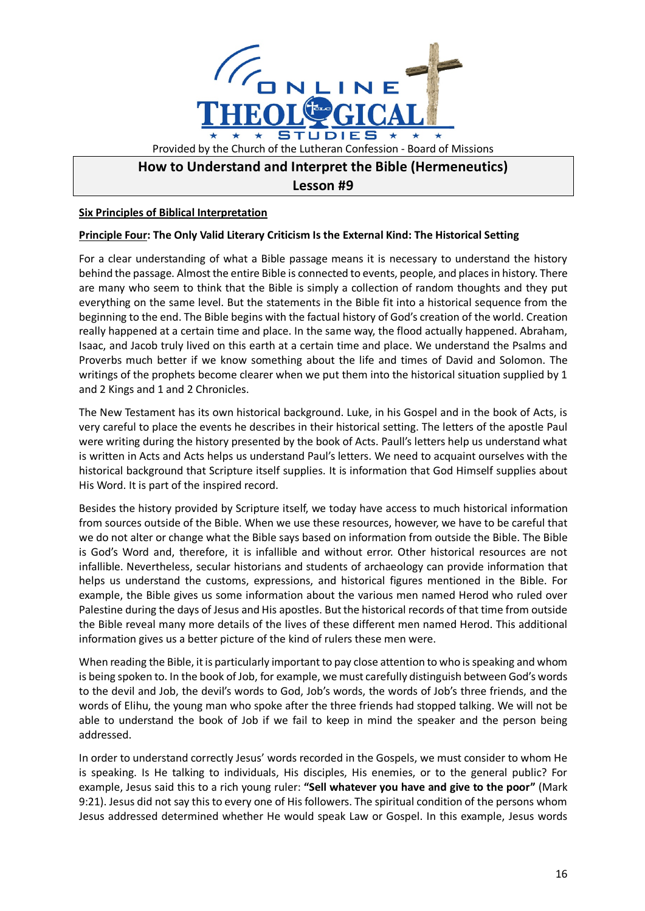Provided by the Church of the Lutheran Confession - Board of Missions

# How to Understand and Interpret the Bible (Hermeneutics)
## Lesson #9

**Six Principles of Biblical Interpretation**

**Principle Four: The Only Valid Literary Criticism Is the External Kind: The Historical Setting**

For a clear understanding of what a Bible passage means it is necessary to understand the history behind the passage. Almost the entire Bible is connected to events, people, and places in history. There are many who seem to think that the Bible is simply a collection of random thoughts and they put everything on the same level. But the statements in the Bible fit into a historical sequence from the beginning to the end. The Bible begins with the factual history of God's creation of the world. Creation really happened at a certain time and place. In the same way, the flood actually happened. Abraham, Isaac, and Jacob truly lived on this earth at a certain time and place. We understand the Psalms and Proverbs much better if we know something about the life and times of David and Solomon. The writings of the prophets become clearer when we put them into the historical situation supplied by 1 and 2 Kings and 1 and 2 Chronicles.

The New Testament has its own historical background. Luke, in his Gospel and in the book of Acts, is very careful to place the events he describes in their historical setting. The letters of the apostle Paul were writing during the history presented by the book of Acts. Paull's letters help us understand what is written in Acts and Acts helps us understand Paul's letters. We need to acquaint ourselves with the historical background that Scripture itself supplies. It is information that God Himself supplies about His Word. It is part of the inspired record.

Besides the history provided by Scripture itself, we today have access to much historical information from sources outside of the Bible. When we use these resources, however, we have to be careful that we do not alter or change what the Bible says based on information from outside the Bible. The Bible is God's Word and, therefore, it is infallible and without error. Other historical resources are not infallible. Nevertheless, secular historians and students of archaeology can provide information that helps us understand the customs, expressions, and historical figures mentioned in the Bible. For example, the Bible gives us some information about the various men named Herod who ruled over Palestine during the days of Jesus and His apostles. But the historical records of that time from outside the Bible reveal many more details of the lives of these different men named Herod. This additional information gives us a better picture of the kind of rulers these men were.

When reading the Bible, it is particularly important to pay close attention to who is speaking and whom is being spoken to. In the book of Job, for example, we must carefully distinguish between God's words to the devil and Job, the devil's words to God, Job's words, the words of Job's three friends, and the words of Elihu, the young man who spoke after the three friends had stopped talking. We will not be able to understand the book of Job if we fail to keep in mind the speaker and the person being addressed.

In order to understand correctly Jesus' words recorded in the Gospels, we must consider to whom He is speaking. Is He talking to individuals, His disciples, His enemies, or to the general public? For example, Jesus said this to a rich young ruler: **"Sell whatever you have and give to the poor"** (Mark 9:21). Jesus did not say this to every one of His followers. The spiritual condition of the persons whom Jesus addressed determined whether He would speak Law or Gospel. In this example, Jesus words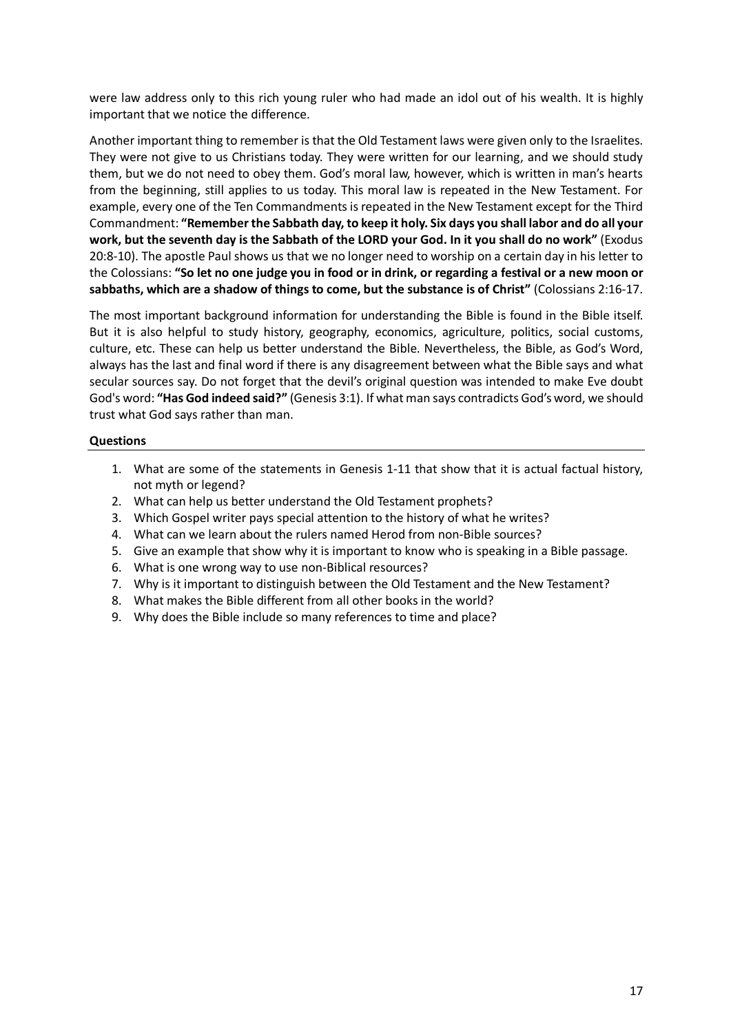were law address only to this rich young ruler who had made an idol out of his wealth. It is highly important that we notice the difference.

Another important thing to remember is that the Old Testament laws were given only to the Israelites. They were not give to us Christians today. They were written for our learning, and we should study them, but we do not need to obey them. God's moral law, however, which is written in man's hearts from the beginning, still applies to us today. This moral law is repeated in the New Testament. For example, every one of the Ten Commandments is repeated in the New Testament except for the Third Commandment: **"Remember the Sabbath day, to keep it holy. Six days you shall labor and do all your work, but the seventh day is the Sabbath of the LORD your God. In it you shall do no work"** (Exodus 20:8-10). The apostle Paul shows us that we no longer need to worship on a certain day in his letter to the Colossians: **"So let no one judge you in food or in drink, or regarding a festival or a new moon or sabbaths, which are a shadow of things to come, but the substance is of Christ"** (Colossians 2:16-17.

The most important background information for understanding the Bible is found in the Bible itself. But it is also helpful to study history, geography, economics, agriculture, politics, social customs, culture, etc. These can help us better understand the Bible. Nevertheless, the Bible, as God's Word, always has the last and final word if there is any disagreement between what the Bible says and what secular sources say. Do not forget that the devil's original question was intended to make Eve doubt God's word: **"Has God indeed said?"** (Genesis 3:1). If what man says contradicts God's word, we should trust what God says rather than man.

**Questions**

1. What are some of the statements in Genesis 1-11 that show that it is actual factual history, not myth or legend?
2. What can help us better understand the Old Testament prophets?
3. Which Gospel writer pays special attention to the history of what he writes?
4. What can we learn about the rulers named Herod from non-Bible sources?
5. Give an example that show why it is important to know who is speaking in a Bible passage.
6. What is one wrong way to use non-Biblical resources?
7. Why is it important to distinguish between the Old Testament and the New Testament?
8. What makes the Bible different from all other books in the world?
9. Why does the Bible include so many references to time and place?